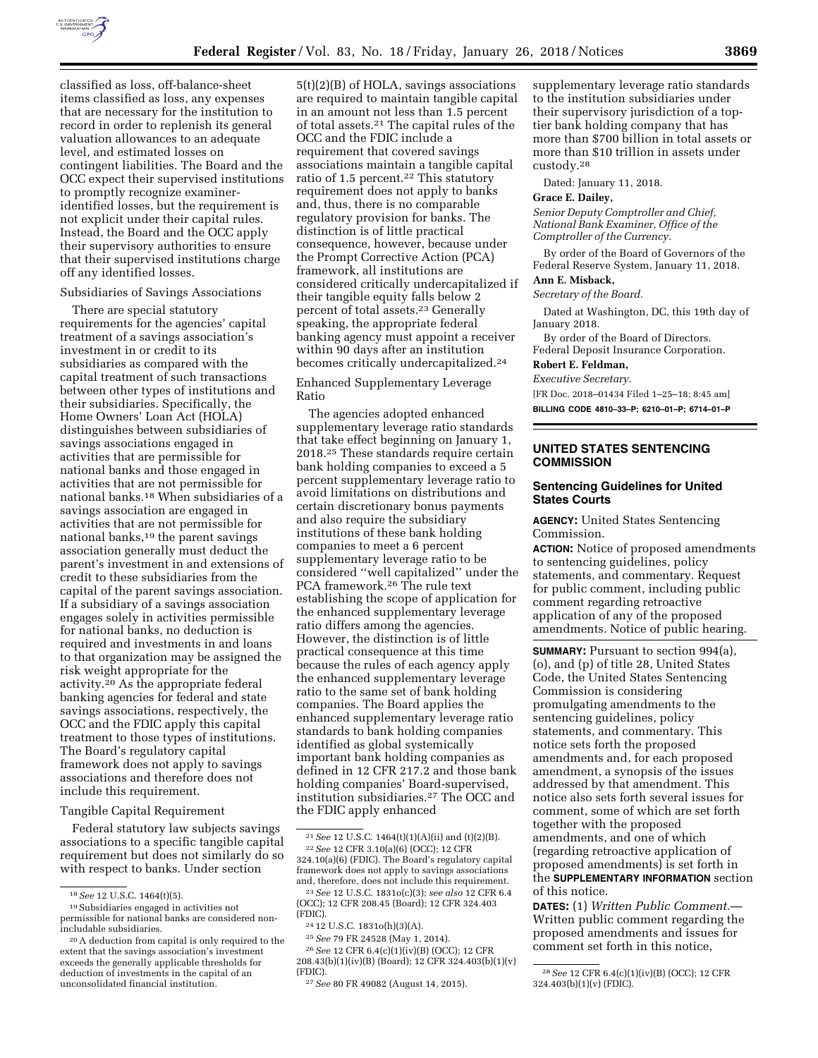classified as loss, off-balance-sheet items classified as loss, any expenses that are necessary for the institution to record in order to replenish its general valuation allowances to an adequate level, and estimated losses on contingent liabilities. The Board and the OCC expect their supervised institutions to promptly recognize examiner-identified losses, but the requirement is not explicit under their capital rules. Instead, the Board and the OCC apply their supervisory authorities to ensure that their supervised institutions charge off any identified losses.

Subsidiaries of Savings Associations

There are special statutory requirements for the agencies' capital treatment of a savings association's investment in or credit to its subsidiaries as compared with the capital treatment of such transactions between other types of institutions and their subsidiaries. Specifically, the Home Owners' Loan Act (HOLA) distinguishes between subsidiaries of savings associations engaged in activities that are permissible for national banks and those engaged in activities that are not permissible for national banks.[18] When subsidiaries of a savings association are engaged in activities that are not permissible for national banks,[19] the parent savings association generally must deduct the parent's investment in and extensions of credit to these subsidiaries from the capital of the parent savings association. If a subsidiary of a savings association engages solely in activities permissible for national banks, no deduction is required and investments in and loans to that organization may be assigned the risk weight appropriate for the activity.[20] As the appropriate federal banking agencies for federal and state savings associations, respectively, the OCC and the FDIC apply this capital treatment to those types of institutions. The Board's regulatory capital framework does not apply to savings associations and therefore does not include this requirement.

Tangible Capital Requirement

Federal statutory law subjects savings associations to a specific tangible capital requirement but does not similarly do so with respect to banks. Under section 5(t)(2)(B) of HOLA, savings associations are required to maintain tangible capital in an amount not less than 1.5 percent of total assets.[21] The capital rules of the OCC and the FDIC include a requirement that covered savings associations maintain a tangible capital ratio of 1.5 percent.[22] This statutory requirement does not apply to banks and, thus, there is no comparable regulatory provision for banks. The distinction is of little practical consequence, however, because under the Prompt Corrective Action (PCA) framework, all institutions are considered critically undercapitalized if their tangible equity falls below 2 percent of total assets.[23] Generally speaking, the appropriate federal banking agency must appoint a receiver within 90 days after an institution becomes critically undercapitalized.[24]

Enhanced Supplementary Leverage Ratio

The agencies adopted enhanced supplementary leverage ratio standards that take effect beginning on January 1, 2018.[25] These standards require certain bank holding companies to exceed a 5 percent supplementary leverage ratio to avoid limitations on distributions and certain discretionary bonus payments and also require the subsidiary institutions of these bank holding companies to meet a 6 percent supplementary leverage ratio to be considered "well capitalized" under the PCA framework.[26] The rule text establishing the scope of application for the enhanced supplementary leverage ratio differs among the agencies. However, the distinction is of little practical consequence at this time because the rules of each agency apply the enhanced supplementary leverage ratio to the same set of bank holding companies. The Board applies the enhanced supplementary leverage ratio standards to bank holding companies identified as global systemically important bank holding companies as defined in 12 CFR 217.2 and those bank holding companies' Board-supervised, institution subsidiaries.[27] The OCC and the FDIC apply enhanced supplementary leverage ratio standards to the institution subsidiaries under their supervisory jurisdiction of a top-tier bank holding company that has more than $700 billion in total assets or more than $10 trillion in assets under custody.[28]

Dated: January 11, 2018.

**Grace E. Dailey,**

*Senior Deputy Comptroller and Chief, National Bank Examiner, Office of the Comptroller of the Currency.*

By order of the Board of Governors of the Federal Reserve System, January 11, 2018.

**Ann E. Misback,**

*Secretary of the Board.*

Dated at Washington, DC, this 19th day of January 2018.

By order of the Board of Directors. Federal Deposit Insurance Corporation.

**Robert E. Feldman,**

*Executive Secretary.*

[FR Doc. 2018–01434 Filed 1–25–18; 8:45 am]

**BILLING CODE 4810–33–P; 6210–01–P; 6714–01–P**

## UNITED STATES SENTENCING COMMISSION

### Sentencing Guidelines for United States Courts

**AGENCY:** United States Sentencing Commission.

**ACTION:** Notice of proposed amendments to sentencing guidelines, policy statements, and commentary. Request for public comment, including public comment regarding retroactive application of any of the proposed amendments. Notice of public hearing.

**SUMMARY:** Pursuant to section 994(a), (o), and (p) of title 28, United States Code, the United States Sentencing Commission is considering promulgating amendments to the sentencing guidelines, policy statements, and commentary. This notice sets forth the proposed amendments and, for each proposed amendment, a synopsis of the issues addressed by that amendment. This notice also sets forth several issues for comment, some of which are set forth together with the proposed amendments, and one of which (regarding retroactive application of proposed amendments) is set forth in the **SUPPLEMENTARY INFORMATION** section of this notice.

**DATES:** (1) *Written Public Comment.*—Written public comment regarding the proposed amendments and issues for comment set forth in this notice,

---

[18] *See* 12 U.S.C. 1464(t)(5).

[19] Subsidiaries engaged in activities not permissible for national banks are considered non-includable subsidiaries.

[20] A deduction from capital is only required to the extent that the savings association's investment exceeds the generally applicable thresholds for deduction of investments in the capital of an unconsolidated financial institution.

[21] *See* 12 U.S.C. 1464(t)(1)(A)(ii) and (t)(2)(B).

[22] *See* 12 CFR 3.10(a)(6) (OCC); 12 CFR 324.10(a)(6) (FDIC). The Board's regulatory capital framework does not apply to savings associations and, therefore, does not include this requirement.

[23] *See* 12 U.S.C. 1831o(c)(3); *see also* 12 CFR 6.4 (OCC); 12 CFR 208.45 (Board); 12 CFR 324.403 (FDIC).

[24] 12 U.S.C. 1831o(h)(3)(A).

[25] *See* 79 FR 24528 (May 1, 2014).

[26] *See* 12 CFR 6.4(c)(1)(iv)(B) (OCC); 12 CFR 208.43(b)(1)(iv)(B) (Board); 12 CFR 324.403(b)(1)(v) (FDIC).

[27] *See* 80 FR 49082 (August 14, 2015).

[28] *See* 12 CFR 6.4(c)(1)(iv)(B) (OCC); 12 CFR 324.403(b)(1)(v) (FDIC).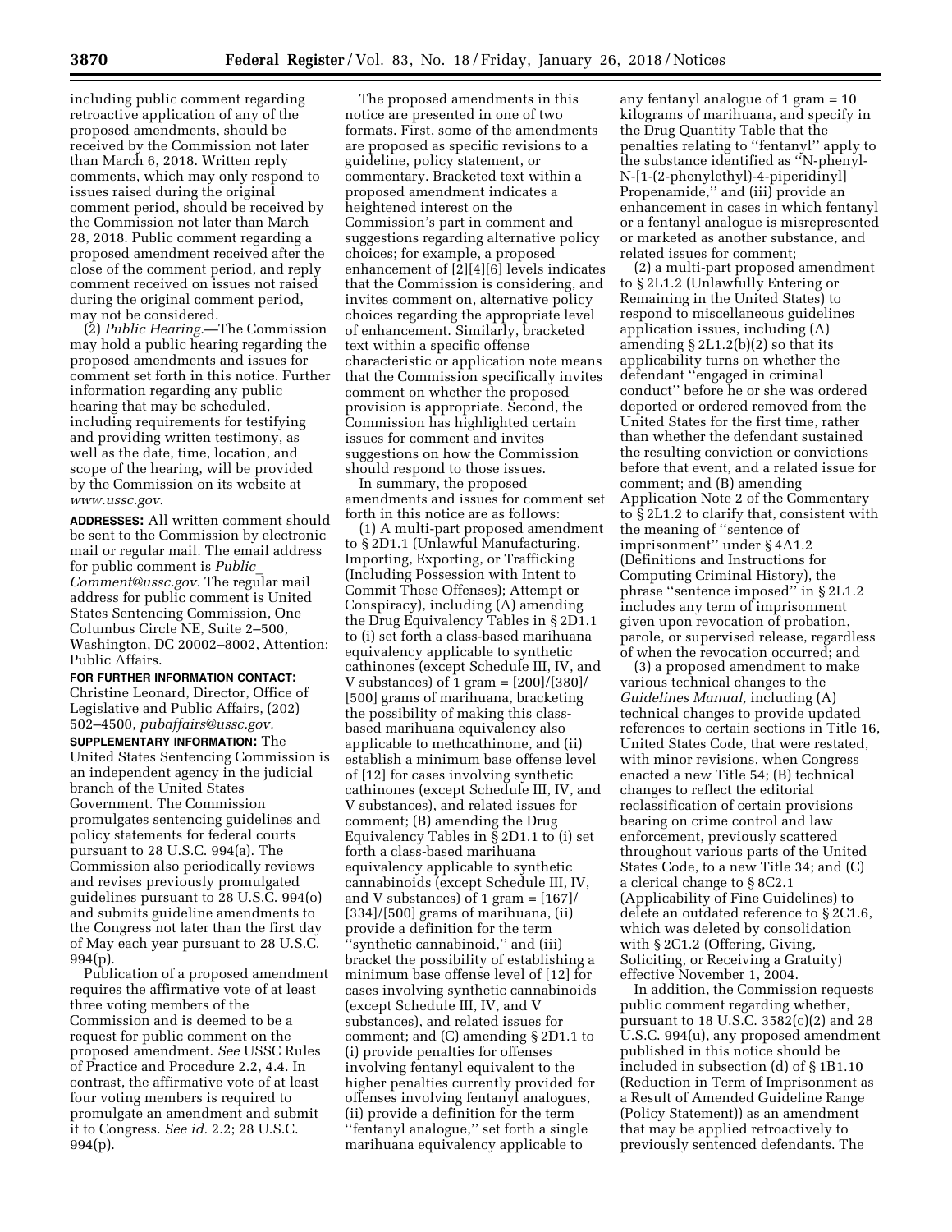including public comment regarding retroactive application of any of the proposed amendments, should be received by the Commission not later than March 6, 2018. Written reply comments, which may only respond to issues raised during the original comment period, should be received by the Commission not later than March 28, 2018. Public comment regarding a proposed amendment received after the close of the comment period, and reply comment received on issues not raised during the original comment period, may not be considered.

(2) *Public Hearing.*—The Commission may hold a public hearing regarding the proposed amendments and issues for comment set forth in this notice. Further information regarding any public hearing that may be scheduled, including requirements for testifying and providing written testimony, as well as the date, time, location, and scope of the hearing, will be provided by the Commission on its website at *www.ussc.gov.*

**ADDRESSES:** All written comment should be sent to the Commission by electronic mail or regular mail. The email address for public comment is *Public_Comment@ussc.gov.* The regular mail address for public comment is United States Sentencing Commission, One Columbus Circle NE, Suite 2–500, Washington, DC 20002–8002, Attention: Public Affairs.

**FOR FURTHER INFORMATION CONTACT:** Christine Leonard, Director, Office of Legislative and Public Affairs, (202) 502–4500, *pubaffairs@ussc.gov.*

**SUPPLEMENTARY INFORMATION:** The United States Sentencing Commission is an independent agency in the judicial branch of the United States Government. The Commission promulgates sentencing guidelines and policy statements for federal courts pursuant to 28 U.S.C. 994(a). The Commission also periodically reviews and revises previously promulgated guidelines pursuant to 28 U.S.C. 994(o) and submits guideline amendments to the Congress not later than the first day of May each year pursuant to 28 U.S.C. 994(p).

Publication of a proposed amendment requires the affirmative vote of at least three voting members of the Commission and is deemed to be a request for public comment on the proposed amendment. *See* USSC Rules of Practice and Procedure 2.2, 4.4. In contrast, the affirmative vote of at least four voting members is required to promulgate an amendment and submit it to Congress. *See id.* 2.2; 28 U.S.C. 994(p).

The proposed amendments in this notice are presented in one of two formats. First, some of the amendments are proposed as specific revisions to a guideline, policy statement, or commentary. Bracketed text within a proposed amendment indicates a heightened interest on the Commission's part in comment and suggestions regarding alternative policy choices; for example, a proposed enhancement of [2][4][6] levels indicates that the Commission is considering, and invites comment on, alternative policy choices regarding the appropriate level of enhancement. Similarly, bracketed text within a specific offense characteristic or application note means that the Commission specifically invites comment on whether the proposed provision is appropriate. Second, the Commission has highlighted certain issues for comment and invites suggestions on how the Commission should respond to those issues.

In summary, the proposed amendments and issues for comment set forth in this notice are as follows:

(1) A multi-part proposed amendment to § 2D1.1 (Unlawful Manufacturing, Importing, Exporting, or Trafficking (Including Possession with Intent to Commit These Offenses); Attempt or Conspiracy), including (A) amending the Drug Equivalency Tables in § 2D1.1 to (i) set forth a class-based marihuana equivalency applicable to synthetic cathinones (except Schedule III, IV, and V substances) of 1 gram = [200]/[380]/[500] grams of marihuana, bracketing the possibility of making this class-based marihuana equivalency also applicable to methcathinone, and (ii) establish a minimum base offense level of [12] for cases involving synthetic cathinones (except Schedule III, IV, and V substances), and related issues for comment; (B) amending the Drug Equivalency Tables in § 2D1.1 to (i) set forth a class-based marihuana equivalency applicable to synthetic cannabinoids (except Schedule III, IV, and V substances) of 1 gram = [167]/[334]/[500] grams of marihuana, (ii) provide a definition for the term ''synthetic cannabinoid,'' and (iii) bracket the possibility of establishing a minimum base offense level of [12] for cases involving synthetic cannabinoids (except Schedule III, IV, and V substances), and related issues for comment; and (C) amending § 2D1.1 to (i) provide penalties for offenses involving fentanyl equivalent to the higher penalties currently provided for offenses involving fentanyl analogues, (ii) provide a definition for the term ''fentanyl analogue,'' set forth a single marihuana equivalency applicable to any fentanyl analogue of 1 gram = 10 kilograms of marihuana, and specify in the Drug Quantity Table that the penalties relating to ''fentanyl'' apply to the substance identified as ''N-phenyl-N-[1-(2-phenylethyl)-4-piperidinyl] Propenamide,'' and (iii) provide an enhancement in cases in which fentanyl or a fentanyl analogue is misrepresented or marketed as another substance, and related issues for comment;

(2) a multi-part proposed amendment to § 2L1.2 (Unlawfully Entering or Remaining in the United States) to respond to miscellaneous guidelines application issues, including (A) amending § 2L1.2(b)(2) so that its applicability turns on whether the defendant ''engaged in criminal conduct'' before he or she was ordered deported or ordered removed from the United States for the first time, rather than whether the defendant sustained the resulting conviction or convictions before that event, and a related issue for comment; and (B) amending Application Note 2 of the Commentary to § 2L1.2 to clarify that, consistent with the meaning of ''sentence of imprisonment'' under § 4A1.2 (Definitions and Instructions for Computing Criminal History), the phrase ''sentence imposed'' in § 2L1.2 includes any term of imprisonment given upon revocation of probation, parole, or supervised release, regardless of when the revocation occurred; and

(3) a proposed amendment to make various technical changes to the *Guidelines Manual,* including (A) technical changes to provide updated references to certain sections in Title 16, United States Code, that were restated, with minor revisions, when Congress enacted a new Title 54; (B) technical changes to reflect the editorial reclassification of certain provisions bearing on crime control and law enforcement, previously scattered throughout various parts of the United States Code, to a new Title 34; and (C) a clerical change to § 8C2.1 (Applicability of Fine Guidelines) to delete an outdated reference to § 2C1.6, which was deleted by consolidation with § 2C1.2 (Offering, Giving, Soliciting, or Receiving a Gratuity) effective November 1, 2004.

In addition, the Commission requests public comment regarding whether, pursuant to 18 U.S.C. 3582(c)(2) and 28 U.S.C. 994(u), any proposed amendment published in this notice should be included in subsection (d) of § 1B1.10 (Reduction in Term of Imprisonment as a Result of Amended Guideline Range (Policy Statement)) as an amendment that may be applied retroactively to previously sentenced defendants. The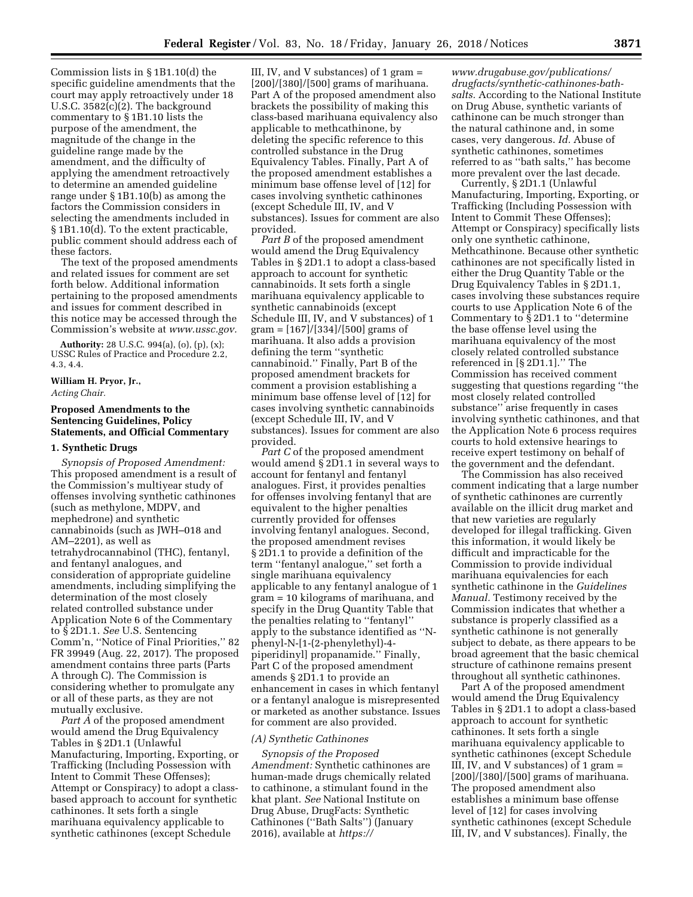Commission lists in § 1B1.10(d) the specific guideline amendments that the court may apply retroactively under 18 U.S.C. 3582(c)(2). The background commentary to § 1B1.10 lists the purpose of the amendment, the magnitude of the change in the guideline range made by the amendment, and the difficulty of applying the amendment retroactively to determine an amended guideline range under § 1B1.10(b) as among the factors the Commission considers in selecting the amendments included in § 1B1.10(d). To the extent practicable, public comment should address each of these factors.

The text of the proposed amendments and related issues for comment are set forth below. Additional information pertaining to the proposed amendments and issues for comment described in this notice may be accessed through the Commission's website at *www.ussc.gov*.

**Authority:** 28 U.S.C. 994(a), (o), (p), (x); USSC Rules of Practice and Procedure 2.2, 4.3, 4.4.

**William H. Pryor, Jr.,**
*Acting Chair.*

## Proposed Amendments to the Sentencing Guidelines, Policy Statements, and Official Commentary

### 1. Synthetic Drugs

*Synopsis of Proposed Amendment:* This proposed amendment is a result of the Commission's multiyear study of offenses involving synthetic cathinones (such as methylone, MDPV, and mephedrone) and synthetic cannabinoids (such as JWH–018 and AM–2201), as well as tetrahydrocannabinol (THC), fentanyl, and fentanyl analogues, and consideration of appropriate guideline amendments, including simplifying the determination of the most closely related controlled substance under Application Note 6 of the Commentary to § 2D1.1. *See* U.S. Sentencing Comm'n, ''Notice of Final Priorities,'' 82 FR 39949 (Aug. 22, 2017). The proposed amendment contains three parts (Parts A through C). The Commission is considering whether to promulgate any or all of these parts, as they are not mutually exclusive.

*Part A* of the proposed amendment would amend the Drug Equivalency Tables in § 2D1.1 (Unlawful Manufacturing, Importing, Exporting, or Trafficking (Including Possession with Intent to Commit These Offenses); Attempt or Conspiracy) to adopt a class-based approach to account for synthetic cathinones. It sets forth a single marihuana equivalency applicable to synthetic cathinones (except Schedule III, IV, and V substances) of 1 gram = [200]/[380]/[500] grams of marihuana. Part A of the proposed amendment also brackets the possibility of making this class-based marihuana equivalency also applicable to methcathinone, by deleting the specific reference to this controlled substance in the Drug Equivalency Tables. Finally, Part A of the proposed amendment establishes a minimum base offense level of [12] for cases involving synthetic cathinones (except Schedule III, IV, and V substances). Issues for comment are also provided.

*Part B* of the proposed amendment would amend the Drug Equivalency Tables in § 2D1.1 to adopt a class-based approach to account for synthetic cannabinoids. It sets forth a single marihuana equivalency applicable to synthetic cannabinoids (except Schedule III, IV, and V substances) of 1 gram = [167]/[334]/[500] grams of marihuana. It also adds a provision defining the term ''synthetic cannabinoid.'' Finally, Part B of the proposed amendment brackets for comment a provision establishing a minimum base offense level of [12] for cases involving synthetic cannabinoids (except Schedule III, IV, and V substances). Issues for comment are also provided.

*Part C* of the proposed amendment would amend § 2D1.1 in several ways to account for fentanyl and fentanyl analogues. First, it provides penalties for offenses involving fentanyl that are equivalent to the higher penalties currently provided for offenses involving fentanyl analogues. Second, the proposed amendment revises § 2D1.1 to provide a definition of the term ''fentanyl analogue,'' set forth a single marihuana equivalency applicable to any fentanyl analogue of 1 gram = 10 kilograms of marihuana, and specify in the Drug Quantity Table that the penalties relating to ''fentanyl'' apply to the substance identified as ''N-phenyl-N-[1-(2-phenylethyl)-4-piperidinyl] propanamide.'' Finally, Part C of the proposed amendment amends § 2D1.1 to provide an enhancement in cases in which fentanyl or a fentanyl analogue is misrepresented or marketed as another substance. Issues for comment are also provided.

#### *(A) Synthetic Cathinones*

*Synopsis of the Proposed Amendment:* Synthetic cathinones are human-made drugs chemically related to cathinone, a stimulant found in the khat plant. *See* National Institute on Drug Abuse, DrugFacts: Synthetic Cathinones (''Bath Salts'') (January 2016), available at *https://www.drugabuse.gov/publications/drugfacts/synthetic-cathinones-bath-salts*. According to the National Institute on Drug Abuse, synthetic variants of cathinone can be much stronger than the natural cathinone and, in some cases, very dangerous. *Id.* Abuse of synthetic cathinones, sometimes referred to as ''bath salts,'' has become more prevalent over the last decade.

Currently, § 2D1.1 (Unlawful Manufacturing, Importing, Exporting, or Trafficking (Including Possession with Intent to Commit These Offenses); Attempt or Conspiracy) specifically lists only one synthetic cathinone, Methcathinone. Because other synthetic cathinones are not specifically listed in either the Drug Quantity Table or the Drug Equivalency Tables in § 2D1.1, cases involving these substances require courts to use Application Note 6 of the Commentary to § 2D1.1 to ''determine the base offense level using the marihuana equivalency of the most closely related controlled substance referenced in [§ 2D1.1].'' The Commission has received comment suggesting that questions regarding ''the most closely related controlled substance'' arise frequently in cases involving synthetic cathinones, and that the Application Note 6 process requires courts to hold extensive hearings to receive expert testimony on behalf of the government and the defendant.

The Commission has also received comment indicating that a large number of synthetic cathinones are currently available on the illicit drug market and that new varieties are regularly developed for illegal trafficking. Given this information, it would likely be difficult and impracticable for the Commission to provide individual marihuana equivalencies for each synthetic cathinone in the *Guidelines Manual*. Testimony received by the Commission indicates that whether a substance is properly classified as a synthetic cathinone is not generally subject to debate, as there appears to be broad agreement that the basic chemical structure of cathinone remains present throughout all synthetic cathinones.

Part A of the proposed amendment would amend the Drug Equivalency Tables in § 2D1.1 to adopt a class-based approach to account for synthetic cathinones. It sets forth a single marihuana equivalency applicable to synthetic cathinones (except Schedule III, IV, and V substances) of 1 gram = [200]/[380]/[500] grams of marihuana. The proposed amendment also establishes a minimum base offense level of [12] for cases involving synthetic cathinones (except Schedule III, IV, and V substances). Finally, the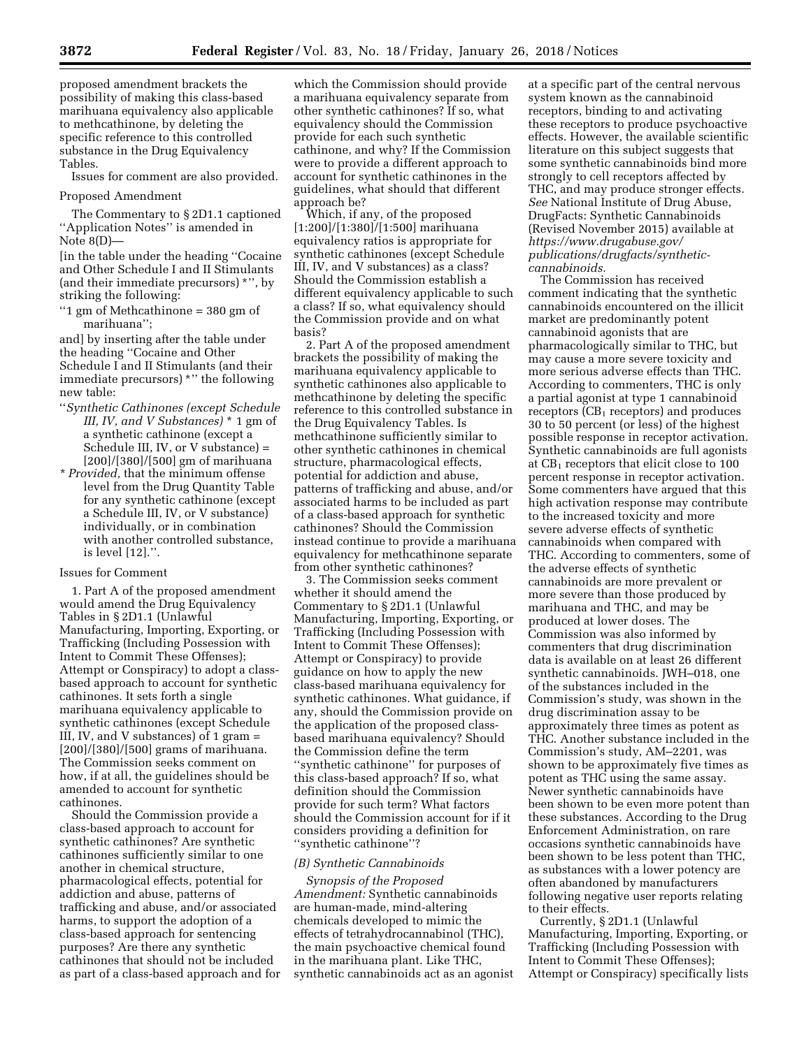proposed amendment brackets the possibility of making this class-based marihuana equivalency also applicable to methcathinone, by deleting the specific reference to this controlled substance in the Drug Equivalency Tables.

Issues for comment are also provided.

Proposed Amendment

The Commentary to § 2D1.1 captioned ''Application Notes'' is amended in Note 8(D)—

[in the table under the heading ''Cocaine and Other Schedule I and II Stimulants (and their immediate precursors) *'', by striking the following:

''1 gm of Methcathinone = 380 gm of marihuana'';

and] by inserting after the table under the heading ''Cocaine and Other Schedule I and II Stimulants (and their immediate precursors) *'' the following new table:

''*Synthetic Cathinones (except Schedule III, IV, and V Substances)* * 1 gm of a synthetic cathinone (except a Schedule III, IV, or V substance) = [200]/[380]/[500] gm of marihuana

\* *Provided,* that the minimum offense level from the Drug Quantity Table for any synthetic cathinone (except a Schedule III, IV, or V substance) individually, or in combination with another controlled substance, is level [12].''.

Issues for Comment

1. Part A of the proposed amendment would amend the Drug Equivalency Tables in § 2D1.1 (Unlawful Manufacturing, Importing, Exporting, or Trafficking (Including Possession with Intent to Commit These Offenses); Attempt or Conspiracy) to adopt a class-based approach to account for synthetic cathinones. It sets forth a single marihuana equivalency applicable to synthetic cathinones (except Schedule III, IV, and V substances) of 1 gram = [200]/[380]/[500] grams of marihuana. The Commission seeks comment on how, if at all, the guidelines should be amended to account for synthetic cathinones.

Should the Commission provide a class-based approach to account for synthetic cathinones? Are synthetic cathinones sufficiently similar to one another in chemical structure, pharmacological effects, potential for addiction and abuse, patterns of trafficking and abuse, and/or associated harms, to support the adoption of a class-based approach for sentencing purposes? Are there any synthetic cathinones that should not be included as part of a class-based approach and for which the Commission should provide a marihuana equivalency separate from other synthetic cathinones? If so, what equivalency should the Commission provide for each such synthetic cathinone, and why? If the Commission were to provide a different approach to account for synthetic cathinones in the guidelines, what should that different approach be?

Which, if any, of the proposed [1:200]/[1:380]/[1:500] marihuana equivalency ratios is appropriate for synthetic cathinones (except Schedule III, IV, and V substances) as a class? Should the Commission establish a different equivalency applicable to such a class? If so, what equivalency should the Commission provide and on what basis?

2. Part A of the proposed amendment brackets the possibility of making the marihuana equivalency applicable to synthetic cathinones also applicable to methcathinone by deleting the specific reference to this controlled substance in the Drug Equivalency Tables. Is methcathinone sufficiently similar to other synthetic cathinones in chemical structure, pharmacological effects, potential for addiction and abuse, patterns of trafficking and abuse, and/or associated harms to be included as part of a class-based approach for synthetic cathinones? Should the Commission instead continue to provide a marihuana equivalency for methcathinone separate from other synthetic cathinones?

3. The Commission seeks comment whether it should amend the Commentary to § 2D1.1 (Unlawful Manufacturing, Importing, Exporting, or Trafficking (Including Possession with Intent to Commit These Offenses); Attempt or Conspiracy) to provide guidance on how to apply the new class-based marihuana equivalency for synthetic cathinones. What guidance, if any, should the Commission provide on the application of the proposed class-based marihuana equivalency? Should the Commission define the term ''synthetic cathinone'' for purposes of this class-based approach? If so, what definition should the Commission provide for such term? What factors should the Commission account for if it considers providing a definition for ''synthetic cathinone''?

*(B) Synthetic Cannabinoids*

*Synopsis of the Proposed Amendment:* Synthetic cannabinoids are human-made, mind-altering chemicals developed to mimic the effects of tetrahydrocannabinol (THC), the main psychoactive chemical found in the marihuana plant. Like THC, synthetic cannabinoids act as an agonist at a specific part of the central nervous system known as the cannabinoid receptors, binding to and activating these receptors to produce psychoactive effects. However, the available scientific literature on this subject suggests that some synthetic cannabinoids bind more strongly to cell receptors affected by THC, and may produce stronger effects. *See* National Institute of Drug Abuse, DrugFacts: Synthetic Cannabinoids (Revised November 2015) available at *https://www.drugabuse.gov/publications/drugfacts/synthetic-cannabinoids.*

The Commission has received comment indicating that the synthetic cannabinoids encountered on the illicit market are predominantly potent cannabinoid agonists that are pharmacologically similar to THC, but may cause a more severe toxicity and more serious adverse effects than THC. According to commenters, THC is only a partial agonist at type 1 cannabinoid receptors ($CB_1$ receptors) and produces 30 to 50 percent (or less) of the highest possible response in receptor activation. Synthetic cannabinoids are full agonists at $CB_1$ receptors that elicit close to 100 percent response in receptor activation. Some commenters have argued that this high activation response may contribute to the increased toxicity and more severe adverse effects of synthetic cannabinoids when compared with THC. According to commenters, some of the adverse effects of synthetic cannabinoids are more prevalent or more severe than those produced by marihuana and THC, and may be produced at lower doses. The Commission was also informed by commenters that drug discrimination data is available on at least 26 different synthetic cannabinoids. JWH–018, one of the substances included in the Commission's study, was shown in the drug discrimination assay to be approximately three times as potent as THC. Another substance included in the Commission's study, AM–2201, was shown to be approximately five times as potent as THC using the same assay. Newer synthetic cannabinoids have been shown to be even more potent than these substances. According to the Drug Enforcement Administration, on rare occasions synthetic cannabinoids have been shown to be less potent than THC, as substances with a lower potency are often abandoned by manufacturers following negative user reports relating to their effects.

Currently, § 2D1.1 (Unlawful Manufacturing, Importing, Exporting, or Trafficking (Including Possession with Intent to Commit These Offenses); Attempt or Conspiracy) specifically lists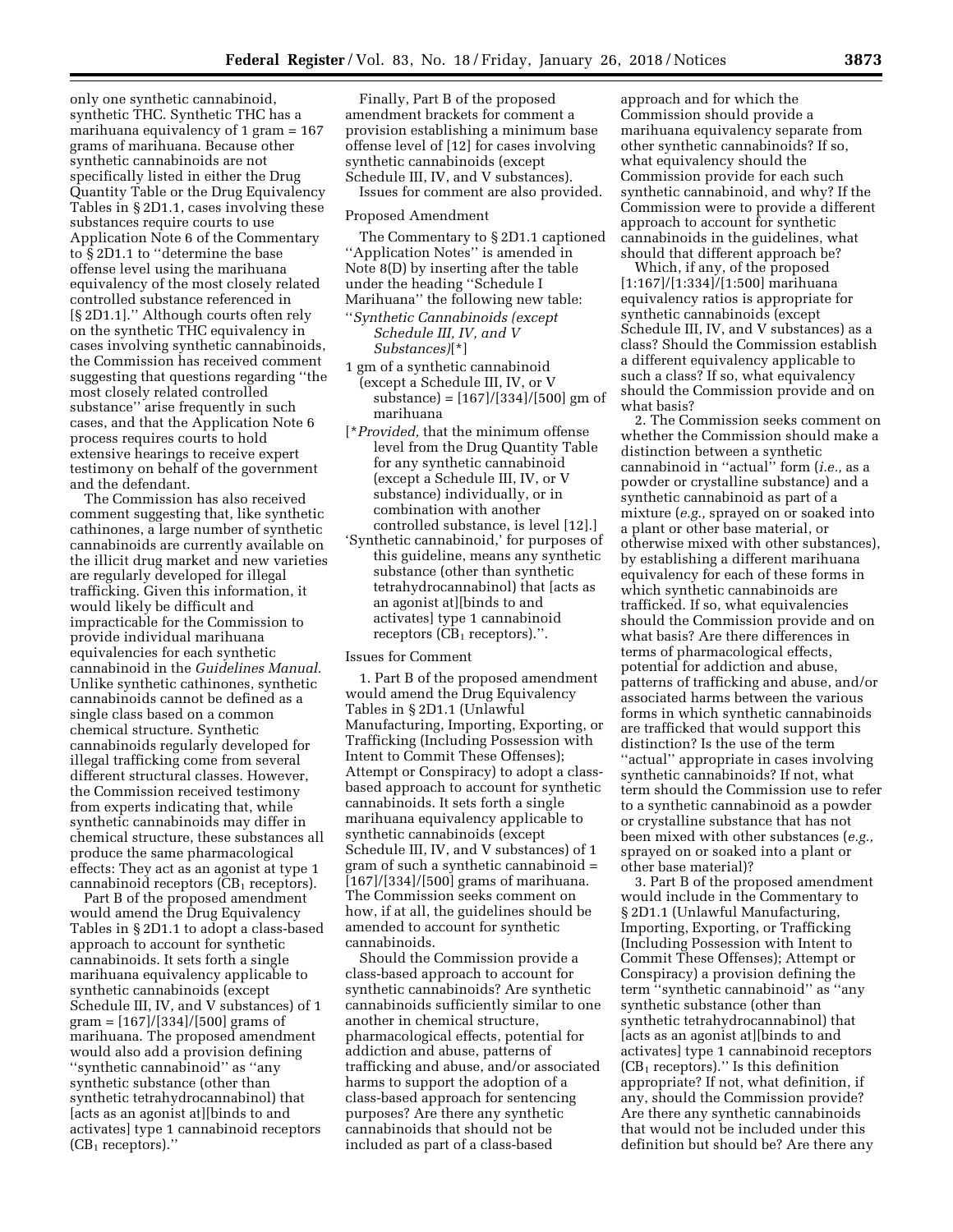only one synthetic cannabinoid, synthetic THC. Synthetic THC has a marihuana equivalency of 1 gram = 167 grams of marihuana. Because other synthetic cannabinoids are not specifically listed in either the Drug Quantity Table or the Drug Equivalency Tables in § 2D1.1, cases involving these substances require courts to use Application Note 6 of the Commentary to § 2D1.1 to ''determine the base offense level using the marihuana equivalency of the most closely related controlled substance referenced in [§ 2D1.1].'' Although courts often rely on the synthetic THC equivalency in cases involving synthetic cannabinoids, the Commission has received comment suggesting that questions regarding ''the most closely related controlled substance'' arise frequently in such cases, and that the Application Note 6 process requires courts to hold extensive hearings to receive expert testimony on behalf of the government and the defendant.

The Commission has also received comment suggesting that, like synthetic cathinones, a large number of synthetic cannabinoids are currently available on the illicit drug market and new varieties are regularly developed for illegal trafficking. Given this information, it would likely be difficult and impracticable for the Commission to provide individual marihuana equivalencies for each synthetic cannabinoid in the *Guidelines Manual.* Unlike synthetic cathinones, synthetic cannabinoids cannot be defined as a single class based on a common chemical structure. Synthetic cannabinoids regularly developed for illegal trafficking come from several different structural classes. However, the Commission received testimony from experts indicating that, while synthetic cannabinoids may differ in chemical structure, these substances all produce the same pharmacological effects: They act as an agonist at type 1 cannabinoid receptors ($CB_1$ receptors).

Part B of the proposed amendment would amend the Drug Equivalency Tables in § 2D1.1 to adopt a class-based approach to account for synthetic cannabinoids. It sets forth a single marihuana equivalency applicable to synthetic cannabinoids (except Schedule III, IV, and V substances) of 1 gram = [167]/[334]/[500] grams of marihuana. The proposed amendment would also add a provision defining ''synthetic cannabinoid'' as ''any synthetic substance (other than synthetic tetrahydrocannabinol) that [acts as an agonist at][binds to and activates] type 1 cannabinoid receptors ($CB_1$ receptors).''

Finally, Part B of the proposed amendment brackets for comment a provision establishing a minimum base offense level of [12] for cases involving synthetic cannabinoids (except Schedule III, IV, and V substances).

Issues for comment are also provided.

Proposed Amendment

The Commentary to § 2D1.1 captioned ''Application Notes'' is amended in Note 8(D) by inserting after the table under the heading ''Schedule I Marihuana'' the following new table:

''*Synthetic Cannabinoids (except Schedule III, IV, and V Substances)*[*]

1 gm of a synthetic cannabinoid (except a Schedule III, IV, or V substance) = [167]/[334]/[500] gm of marihuana

[**Provided,* that the minimum offense level from the Drug Quantity Table for any synthetic cannabinoid (except a Schedule III, IV, or V substance) individually, or in combination with another controlled substance, is level [12].]

'Synthetic cannabinoid,' for purposes of this guideline, means any synthetic substance (other than synthetic tetrahydrocannabinol) that [acts as an agonist at][binds to and activates] type 1 cannabinoid receptors ($CB_1$ receptors).''.

Issues for Comment

1. Part B of the proposed amendment would amend the Drug Equivalency Tables in § 2D1.1 (Unlawful Manufacturing, Importing, Exporting, or Trafficking (Including Possession with Intent to Commit These Offenses); Attempt or Conspiracy) to adopt a class-based approach to account for synthetic cannabinoids. It sets forth a single marihuana equivalency applicable to synthetic cannabinoids (except Schedule III, IV, and V substances) of 1 gram of such a synthetic cannabinoid = [167]/[334]/[500] grams of marihuana. The Commission seeks comment on how, if at all, the guidelines should be amended to account for synthetic cannabinoids.

Should the Commission provide a class-based approach to account for synthetic cannabinoids? Are synthetic cannabinoids sufficiently similar to one another in chemical structure, pharmacological effects, potential for addiction and abuse, patterns of trafficking and abuse, and/or associated harms to support the adoption of a class-based approach for sentencing purposes? Are there any synthetic cannabinoids that should not be included as part of a class-based approach and for which the Commission should provide a marihuana equivalency separate from other synthetic cannabinoids? If so, what equivalency should the Commission provide for each such synthetic cannabinoid, and why? If the Commission were to provide a different approach to account for synthetic cannabinoids in the guidelines, what should that different approach be?

Which, if any, of the proposed [1:167]/[1:334]/[1:500] marihuana equivalency ratios is appropriate for synthetic cannabinoids (except Schedule III, IV, and V substances) as a class? Should the Commission establish a different equivalency applicable to such a class? If so, what equivalency should the Commission provide and on what basis?

2. The Commission seeks comment on whether the Commission should make a distinction between a synthetic cannabinoid in ''actual'' form (*i.e.,* as a powder or crystalline substance) and a synthetic cannabinoid as part of a mixture (*e.g.,* sprayed on or soaked into a plant or other base material, or otherwise mixed with other substances), by establishing a different marihuana equivalency for each of these forms in which synthetic cannabinoids are trafficked. If so, what equivalencies should the Commission provide and on what basis? Are there differences in terms of pharmacological effects, potential for addiction and abuse, patterns of trafficking and abuse, and/or associated harms between the various forms in which synthetic cannabinoids are trafficked that would support this distinction? Is the use of the term ''actual'' appropriate in cases involving synthetic cannabinoids? If not, what term should the Commission use to refer to a synthetic cannabinoid as a powder or crystalline substance that has not been mixed with other substances (*e.g.,* sprayed on or soaked into a plant or other base material)?

3. Part B of the proposed amendment would include in the Commentary to § 2D1.1 (Unlawful Manufacturing, Importing, Exporting, or Trafficking (Including Possession with Intent to Commit These Offenses); Attempt or Conspiracy) a provision defining the term ''synthetic cannabinoid'' as ''any synthetic substance (other than synthetic tetrahydrocannabinol) that [acts as an agonist at][binds to and activates] type 1 cannabinoid receptors ($CB_1$ receptors).'' Is this definition appropriate? If not, what definition, if any, should the Commission provide? Are there any synthetic cannabinoids that would not be included under this definition but should be? Are there any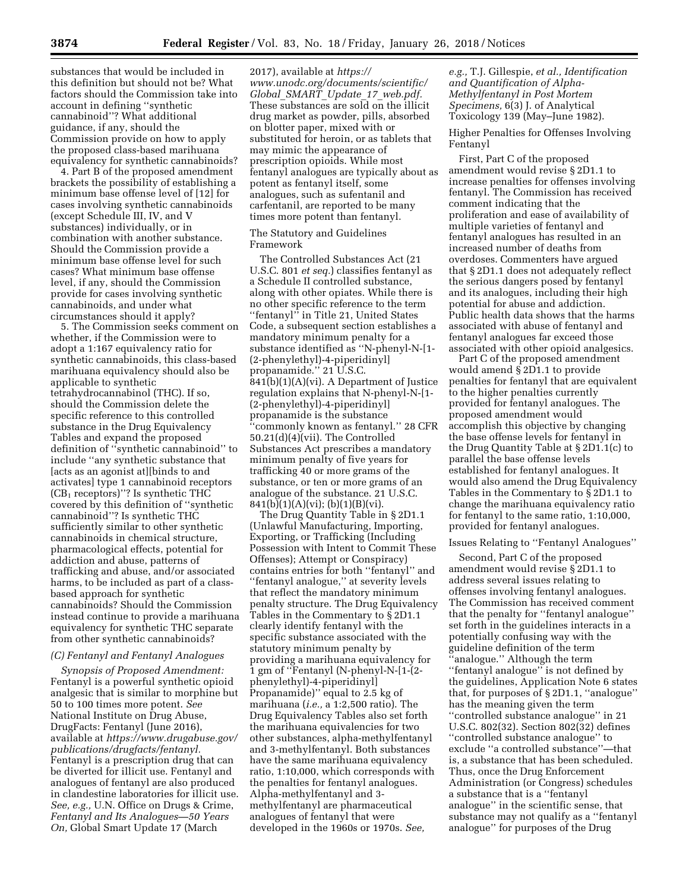substances that would be included in this definition but should not be? What factors should the Commission take into account in defining ''synthetic cannabinoid''? What additional guidance, if any, should the Commission provide on how to apply the proposed class-based marihuana equivalency for synthetic cannabinoids?

4. Part B of the proposed amendment brackets the possibility of establishing a minimum base offense level of [12] for cases involving synthetic cannabinoids (except Schedule III, IV, and V substances) individually, or in combination with another substance. Should the Commission provide a minimum base offense level for such cases? What minimum base offense level, if any, should the Commission provide for cases involving synthetic cannabinoids, and under what circumstances should it apply?

5. The Commission seeks comment on whether, if the Commission were to adopt a 1:167 equivalency ratio for synthetic cannabinoids, this class-based marihuana equivalency should also be applicable to synthetic tetrahydrocannabinol (THC). If so, should the Commission delete the specific reference to this controlled substance in the Drug Equivalency Tables and expand the proposed definition of ''synthetic cannabinoid'' to include ''any synthetic substance that [acts as an agonist at][binds to and activates] type 1 cannabinoid receptors ($CB_1$ receptors)''? Is synthetic THC covered by this definition of ''synthetic cannabinoid''? Is synthetic THC sufficiently similar to other synthetic cannabinoids in chemical structure, pharmacological effects, potential for addiction and abuse, patterns of trafficking and abuse, and/or associated harms, to be included as part of a class-based approach for synthetic cannabinoids? Should the Commission instead continue to provide a marihuana equivalency for synthetic THC separate from other synthetic cannabinoids?

### *(C) Fentanyl and Fentanyl Analogues*

*Synopsis of Proposed Amendment:* Fentanyl is a powerful synthetic opioid analgesic that is similar to morphine but 50 to 100 times more potent. *See* National Institute on Drug Abuse, DrugFacts: Fentanyl (June 2016), available at *https://www.drugabuse.gov/publications/drugfacts/fentanyl.* Fentanyl is a prescription drug that can be diverted for illicit use. Fentanyl and analogues of fentanyl are also produced in clandestine laboratories for illicit use. *See, e.g.,* U.N. Office on Drugs & Crime, *Fentanyl and Its Analogues—50 Years On,* Global Smart Update 17 (March 2017), available at *https://www.unodc.org/documents/scientific/Global_SMART_Update_17_web.pdf.* These substances are sold on the illicit drug market as powder, pills, absorbed on blotter paper, mixed with or substituted for heroin, or as tablets that may mimic the appearance of prescription opioids. While most fentanyl analogues are typically about as potent as fentanyl itself, some analogues, such as sufentanil and carfentanil, are reported to be many times more potent than fentanyl.

The Statutory and Guidelines Framework

The Controlled Substances Act (21 U.S.C. 801 *et seq.*) classifies fentanyl as a Schedule II controlled substance, along with other opiates. While there is no other specific reference to the term ''fentanyl'' in Title 21, United States Code, a subsequent section establishes a mandatory minimum penalty for a substance identified as ''N-phenyl-N-[1-(2-phenylethyl)-4-piperidinyl] propanamide.'' 21 U.S.C. 841(b)(1)(A)(vi). A Department of Justice regulation explains that N-phenyl-N-[1-(2-phenylethyl)-4-piperidinyl] propanamide is the substance ''commonly known as fentanyl.'' 28 CFR 50.21(d)(4)(vii). The Controlled Substances Act prescribes a mandatory minimum penalty of five years for trafficking 40 or more grams of the substance, or ten or more grams of an analogue of the substance. 21 U.S.C. 841(b)(1)(A)(vi); (b)(1)(B)(vi).

The Drug Quantity Table in § 2D1.1 (Unlawful Manufacturing, Importing, Exporting, or Trafficking (Including Possession with Intent to Commit These Offenses); Attempt or Conspiracy) contains entries for both ''fentanyl'' and ''fentanyl analogue,'' at severity levels that reflect the mandatory minimum penalty structure. The Drug Equivalency Tables in the Commentary to § 2D1.1 clearly identify fentanyl with the specific substance associated with the statutory minimum penalty by providing a marihuana equivalency for 1 gm of ''Fentanyl (N-phenyl-N-[1-(2-phenylethyl)-4-piperidinyl] Propanamide)'' equal to 2.5 kg of marihuana (*i.e.,* a 1:2,500 ratio). The Drug Equivalency Tables also set forth the marihuana equivalencies for two other substances, alpha-methylfentanyl and 3-methylfentanyl. Both substances have the same marihuana equivalency ratio, 1:10,000, which corresponds with the penalties for fentanyl analogues. Alpha-methylfentanyl and 3-methylfentanyl are pharmaceutical analogues of fentanyl that were developed in the 1960s or 1970s. *See, e.g.,* T.J. Gillespie, *et al., Identification and Quantification of Alpha-Methylfentanyl in Post Mortem Specimens,* 6(3) J. of Analytical Toxicology 139 (May–June 1982).

Higher Penalties for Offenses Involving Fentanyl

First, Part C of the proposed amendment would revise § 2D1.1 to increase penalties for offenses involving fentanyl. The Commission has received comment indicating that the proliferation and ease of availability of multiple varieties of fentanyl and fentanyl analogues has resulted in an increased number of deaths from overdoses. Commenters have argued that § 2D1.1 does not adequately reflect the serious dangers posed by fentanyl and its analogues, including their high potential for abuse and addiction. Public health data shows that the harms associated with abuse of fentanyl and fentanyl analogues far exceed those associated with other opioid analgesics.

Part C of the proposed amendment would amend § 2D1.1 to provide penalties for fentanyl that are equivalent to the higher penalties currently provided for fentanyl analogues. The proposed amendment would accomplish this objective by changing the base offense levels for fentanyl in the Drug Quantity Table at § 2D1.1(c) to parallel the base offense levels established for fentanyl analogues. It would also amend the Drug Equivalency Tables in the Commentary to § 2D1.1 to change the marihuana equivalency ratio for fentanyl to the same ratio, 1:10,000, provided for fentanyl analogues.

Issues Relating to ''Fentanyl Analogues''

Second, Part C of the proposed amendment would revise § 2D1.1 to address several issues relating to offenses involving fentanyl analogues. The Commission has received comment that the penalty for ''fentanyl analogue'' set forth in the guidelines interacts in a potentially confusing way with the guideline definition of the term ''analogue.'' Although the term ''fentanyl analogue'' is not defined by the guidelines, Application Note 6 states that, for purposes of § 2D1.1, ''analogue'' has the meaning given the term ''controlled substance analogue'' in 21 U.S.C. 802(32). Section 802(32) defines ''controlled substance analogue'' to exclude ''a controlled substance''—that is, a substance that has been scheduled. Thus, once the Drug Enforcement Administration (or Congress) schedules a substance that is a ''fentanyl analogue'' in the scientific sense, that substance may not qualify as a ''fentanyl analogue'' for purposes of the Drug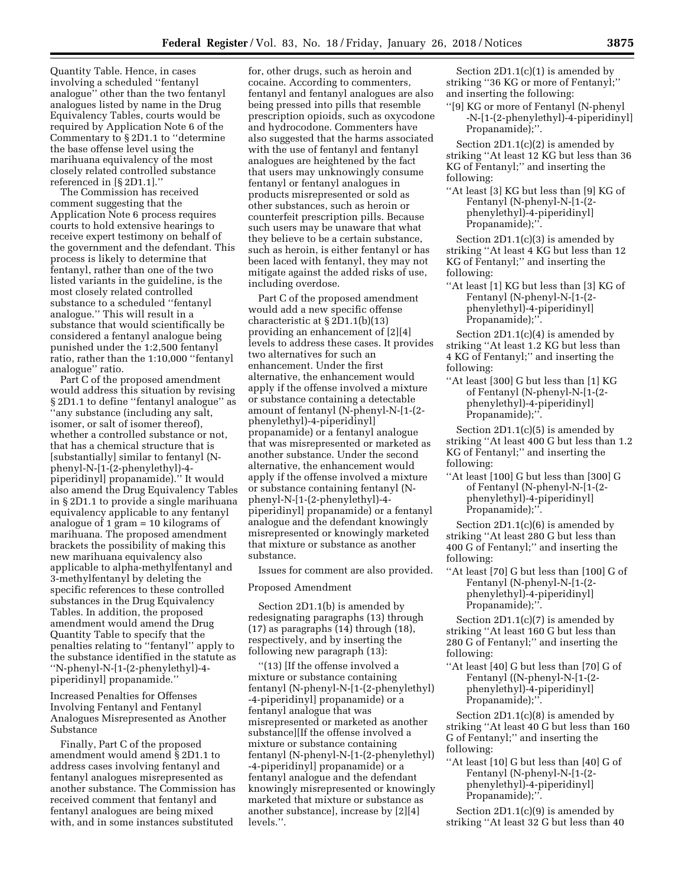Quantity Table. Hence, in cases involving a scheduled ''fentanyl analogue'' other than the two fentanyl analogues listed by name in the Drug Equivalency Tables, courts would be required by Application Note 6 of the Commentary to § 2D1.1 to ''determine the base offense level using the marihuana equivalency of the most closely related controlled substance referenced in [§ 2D1.1].''

The Commission has received comment suggesting that the Application Note 6 process requires courts to hold extensive hearings to receive expert testimony on behalf of the government and the defendant. This process is likely to determine that fentanyl, rather than one of the two listed variants in the guideline, is the most closely related controlled substance to a scheduled ''fentanyl analogue.'' This will result in a substance that would scientifically be considered a fentanyl analogue being punished under the 1:2,500 fentanyl ratio, rather than the 1:10,000 ''fentanyl analogue'' ratio.

Part C of the proposed amendment would address this situation by revising § 2D1.1 to define ''fentanyl analogue'' as ''any substance (including any salt, isomer, or salt of isomer thereof), whether a controlled substance or not, that has a chemical structure that is [substantially] similar to fentanyl (N-phenyl-N-[1-(2-phenylethyl)-4-piperidinyl] propanamide).'' It would also amend the Drug Equivalency Tables in § 2D1.1 to provide a single marihuana equivalency applicable to any fentanyl analogue of 1 gram = 10 kilograms of marihuana. The proposed amendment brackets the possibility of making this new marihuana equivalency also applicable to alpha-methylfentanyl and 3-methylfentanyl by deleting the specific references to these controlled substances in the Drug Equivalency Tables. In addition, the proposed amendment would amend the Drug Quantity Table to specify that the penalties relating to ''fentanyl'' apply to the substance identified in the statute as ''N-phenyl-N-[1-(2-phenylethyl)-4-piperidinyl] propanamide.''

Increased Penalties for Offenses Involving Fentanyl and Fentanyl Analogues Misrepresented as Another Substance

Finally, Part C of the proposed amendment would amend § 2D1.1 to address cases involving fentanyl and fentanyl analogues misrepresented as another substance. The Commission has received comment that fentanyl and fentanyl analogues are being mixed with, and in some instances substituted for, other drugs, such as heroin and cocaine. According to commenters, fentanyl and fentanyl analogues are also being pressed into pills that resemble prescription opioids, such as oxycodone and hydrocodone. Commenters have also suggested that the harms associated with the use of fentanyl and fentanyl analogues are heightened by the fact that users may unknowingly consume fentanyl or fentanyl analogues in products misrepresented or sold as other substances, such as heroin or counterfeit prescription pills. Because such users may be unaware that what they believe to be a certain substance, such as heroin, is either fentanyl or has been laced with fentanyl, they may not mitigate against the added risks of use, including overdose.

Part C of the proposed amendment would add a new specific offense characteristic at § 2D1.1(b)(13) providing an enhancement of [2][4] levels to address these cases. It provides two alternatives for such an enhancement. Under the first alternative, the enhancement would apply if the offense involved a mixture or substance containing a detectable amount of fentanyl (N-phenyl-N-[1-(2-phenylethyl)-4-piperidinyl] propanamide) or a fentanyl analogue that was misrepresented or marketed as another substance. Under the second alternative, the enhancement would apply if the offense involved a mixture or substance containing fentanyl (N-phenyl-N-[1-(2-phenylethyl)-4-piperidinyl] propanamide) or a fentanyl analogue and the defendant knowingly misrepresented or knowingly marketed that mixture or substance as another substance.

Issues for comment are also provided.

Proposed Amendment

Section 2D1.1(b) is amended by redesignating paragraphs (13) through (17) as paragraphs (14) through (18), respectively, and by inserting the following new paragraph (13):

''(13) [If the offense involved a mixture or substance containing fentanyl (N-phenyl-N-[1-(2-phenylethyl) -4-piperidinyl] propanamide) or a fentanyl analogue that was misrepresented or marketed as another substance][If the offense involved a mixture or substance containing fentanyl (N-phenyl-N-[1-(2-phenylethyl) -4-piperidinyl] propanamide) or a fentanyl analogue and the defendant knowingly misrepresented or knowingly marketed that mixture or substance as another substance], increase by [2][4] levels.''.

Section 2D1.1(c)(1) is amended by striking ''36 KG or more of Fentanyl;'' and inserting the following:

''[9] KG or more of Fentanyl (N-phenyl -N-[1-(2-phenylethyl)-4-piperidinyl] Propanamide);''.

Section 2D1.1(c)(2) is amended by striking ''At least 12 KG but less than 36 KG of Fentanyl;'' and inserting the following:

''At least [3] KG but less than [9] KG of Fentanyl (N-phenyl-N-[1-(2-phenylethyl)-4-piperidinyl] Propanamide);''.

Section 2D1.1(c)(3) is amended by striking ''At least 4 KG but less than 12 KG of Fentanyl;'' and inserting the following:

''At least [1] KG but less than [3] KG of Fentanyl (N-phenyl-N-[1-(2-phenylethyl)-4-piperidinyl] Propanamide);''.

Section 2D1.1(c)(4) is amended by striking ''At least 1.2 KG but less than 4 KG of Fentanyl;'' and inserting the following:

''At least [300] G but less than [1] KG of Fentanyl (N-phenyl-N-[1-(2-phenylethyl)-4-piperidinyl] Propanamide);''.

Section 2D1.1(c)(5) is amended by striking ''At least 400 G but less than 1.2 KG of Fentanyl;'' and inserting the following:

''At least [100] G but less than [300] G of Fentanyl (N-phenyl-N-[1-(2-phenylethyl)-4-piperidinyl] Propanamide);''.

Section 2D1.1(c)(6) is amended by striking ''At least 280 G but less than 400 G of Fentanyl;'' and inserting the following:

''At least [70] G but less than [100] G of Fentanyl (N-phenyl-N-[1-(2-phenylethyl)-4-piperidinyl] Propanamide);''.

Section 2D1.1(c)(7) is amended by striking ''At least 160 G but less than 280 G of Fentanyl;'' and inserting the following:

''At least [40] G but less than [70] G of Fentanyl ((N-phenyl-N-[1-(2-phenylethyl)-4-piperidinyl] Propanamide);''.

Section 2D1.1(c)(8) is amended by striking ''At least 40 G but less than 160 G of Fentanyl;'' and inserting the following:

''At least [10] G but less than [40] G of Fentanyl (N-phenyl-N-[1-(2-phenylethyl)-4-piperidinyl] Propanamide);''.

Section 2D1.1(c)(9) is amended by striking ''At least 32 G but less than 40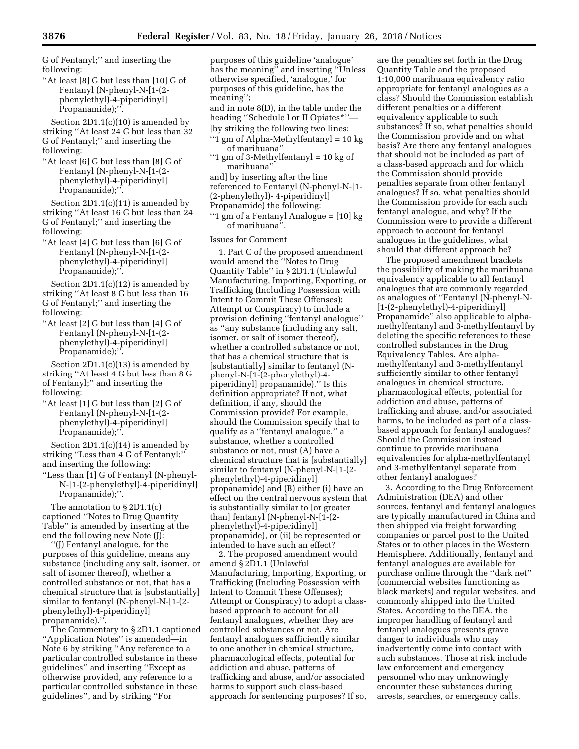G of Fentanyl;'' and inserting the following:

''At least [8] G but less than [10] G of Fentanyl (N-phenyl-N-[1-(2-phenylethyl)-4-piperidinyl] Propanamide);''.

Section 2D1.1(c)(10) is amended by striking ''At least 24 G but less than 32 G of Fentanyl;'' and inserting the following:

''At least [6] G but less than [8] G of Fentanyl (N-phenyl-N-[1-(2-phenylethyl)-4-piperidinyl] Propanamide);''.

Section 2D1.1(c)(11) is amended by striking ''At least 16 G but less than 24 G of Fentanyl;'' and inserting the following:

''At least [4] G but less than [6] G of Fentanyl (N-phenyl-N-[1-(2-phenylethyl)-4-piperidinyl] Propanamide);''.

Section 2D1.1(c)(12) is amended by striking ''At least 8 G but less than 16 G of Fentanyl;'' and inserting the following:

''At least [2] G but less than [4] G of Fentanyl (N-phenyl-N-[1-(2-phenylethyl)-4-piperidinyl] Propanamide);''.

Section 2D1.1(c)(13) is amended by striking ''At least 4 G but less than 8 G of Fentanyl;'' and inserting the following:

''At least [1] G but less than [2] G of Fentanyl (N-phenyl-N-[1-(2-phenylethyl)-4-piperidinyl] Propanamide);''.

Section 2D1.1(c)(14) is amended by striking ''Less than 4 G of Fentanyl;'' and inserting the following:

''Less than [1] G of Fentanyl (N-phenyl-N-[1-(2-phenylethyl)-4-piperidinyl] Propanamide);''.

The annotation to § 2D1.1(c) captioned ''Notes to Drug Quantity Table'' is amended by inserting at the end the following new Note (J):

''(J) Fentanyl analogue, for the purposes of this guideline, means any substance (including any salt, isomer, or salt of isomer thereof), whether a controlled substance or not, that has a chemical structure that is [substantially] similar to fentanyl (N-phenyl-N-[1-(2-phenylethyl)-4-piperidinyl] propanamide).''.

The Commentary to § 2D1.1 captioned ''Application Notes'' is amended—in Note 6 by striking ''Any reference to a particular controlled substance in these guidelines'' and inserting ''Except as otherwise provided, any reference to a particular controlled substance in these guidelines'', and by striking ''For purposes of this guideline 'analogue' has the meaning'' and inserting ''Unless otherwise specified, 'analogue,' for purposes of this guideline, has the meaning'';

and in note 8(D), in the table under the heading ''Schedule I or II Opiates*''—

[by striking the following two lines:

''1 gm of Alpha-Methylfentanyl = 10 kg of marihuana''

''1 gm of 3-Methylfentanyl = 10 kg of marihuana''

and] by inserting after the line referenced to Fentanyl (N-phenyl-N-[1-(2-phenylethyl)- 4-piperidinyl] Propanamide) the following:

''1 gm of a Fentanyl Analogue = [10] kg of marihuana''.

Issues for Comment

1. Part C of the proposed amendment would amend the ''Notes to Drug Quantity Table'' in § 2D1.1 (Unlawful Manufacturing, Importing, Exporting, or Trafficking (Including Possession with Intent to Commit These Offenses); Attempt or Conspiracy) to include a provision defining ''fentanyl analogue'' as ''any substance (including any salt, isomer, or salt of isomer thereof), whether a controlled substance or not, that has a chemical structure that is [substantially] similar to fentanyl (N-phenyl-N-[1-(2-phenylethyl)-4-piperidinyl] propanamide).'' Is this definition appropriate? If not, what definition, if any, should the Commission provide? For example, should the Commission specify that to qualify as a ''fentanyl analogue,'' a substance, whether a controlled substance or not, must (A) have a chemical structure that is [substantially] similar to fentanyl (N-phenyl-N-[1-(2-phenylethyl)-4-piperidinyl] propanamide) and (B) either (i) have an effect on the central nervous system that is substantially similar to [or greater than] fentanyl (N-phenyl-N-[1-(2-phenylethyl)-4-piperidinyl] propanamide), or (ii) be represented or intended to have such an effect?

2. The proposed amendment would amend § 2D1.1 (Unlawful Manufacturing, Importing, Exporting, or Trafficking (Including Possession with Intent to Commit These Offenses); Attempt or Conspiracy) to adopt a class-based approach to account for all fentanyl analogues, whether they are controlled substances or not. Are fentanyl analogues sufficiently similar to one another in chemical structure, pharmacological effects, potential for addiction and abuse, patterns of trafficking and abuse, and/or associated harms to support such class-based approach for sentencing purposes? If so, are the penalties set forth in the Drug Quantity Table and the proposed 1:10,000 marihuana equivalency ratio appropriate for fentanyl analogues as a class? Should the Commission establish different penalties or a different equivalency applicable to such substances? If so, what penalties should the Commission provide and on what basis? Are there any fentanyl analogues that should not be included as part of a class-based approach and for which the Commission should provide penalties separate from other fentanyl analogues? If so, what penalties should the Commission provide for each such fentanyl analogue, and why? If the Commission were to provide a different approach to account for fentanyl analogues in the guidelines, what should that different approach be?

The proposed amendment brackets the possibility of making the marihuana equivalency applicable to all fentanyl analogues that are commonly regarded as analogues of ''Fentanyl (N-phenyl-N-[1-(2-phenylethyl)-4-piperidinyl] Propanamide'' also applicable to alpha-methylfentanyl and 3-methylfentanyl by deleting the specific references to these controlled substances in the Drug Equivalency Tables. Are alpha-methylfentanyl and 3-methylfentanyl sufficiently similar to other fentanyl analogues in chemical structure, pharmacological effects, potential for addiction and abuse, patterns of trafficking and abuse, and/or associated harms, to be included as part of a class-based approach for fentanyl analogues? Should the Commission instead continue to provide marihuana equivalencies for alpha-methylfentanyl and 3-methylfentanyl separate from other fentanyl analogues?

3. According to the Drug Enforcement Administration (DEA) and other sources, fentanyl and fentanyl analogues are typically manufactured in China and then shipped via freight forwarding companies or parcel post to the United States or to other places in the Western Hemisphere. Additionally, fentanyl and fentanyl analogues are available for purchase online through the ''dark net'' (commercial websites functioning as black markets) and regular websites, and commonly shipped into the United States. According to the DEA, the improper handling of fentanyl and fentanyl analogues presents grave danger to individuals who may inadvertently come into contact with such substances. Those at risk include law enforcement and emergency personnel who may unknowingly encounter these substances during arrests, searches, or emergency calls.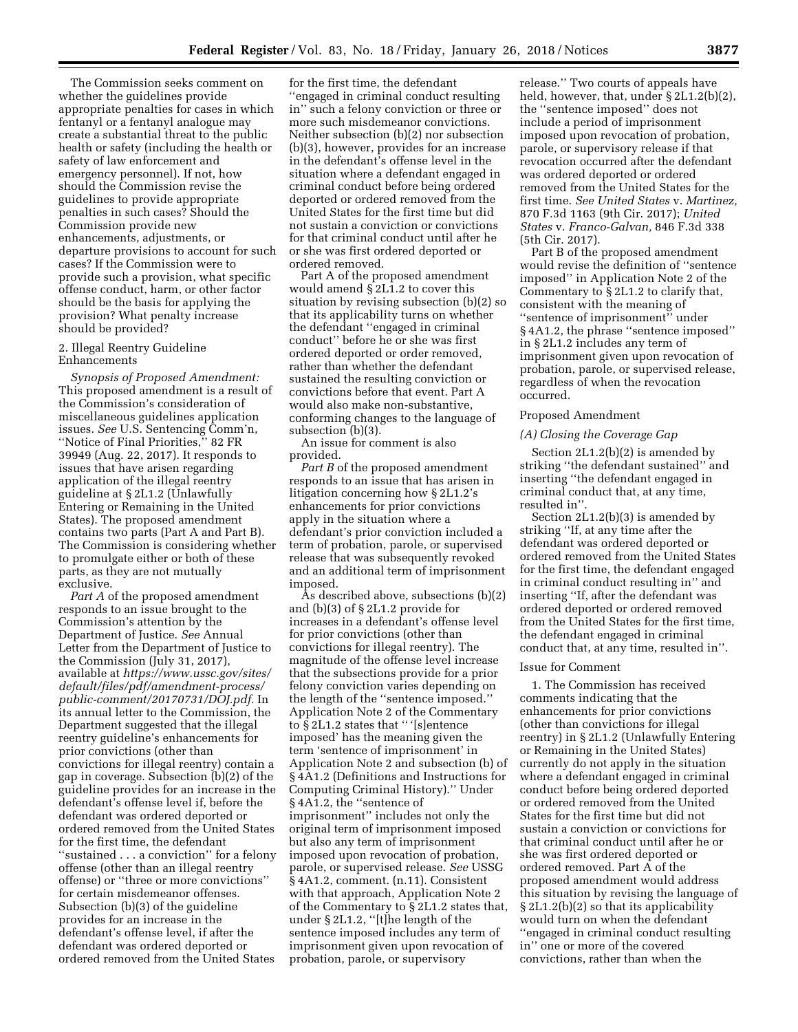The Commission seeks comment on whether the guidelines provide appropriate penalties for cases in which fentanyl or a fentanyl analogue may create a substantial threat to the public health or safety (including the health or safety of law enforcement and emergency personnel). If not, how should the Commission revise the guidelines to provide appropriate penalties in such cases? Should the Commission provide new enhancements, adjustments, or departure provisions to account for such cases? If the Commission were to provide such a provision, what specific offense conduct, harm, or other factor should be the basis for applying the provision? What penalty increase should be provided?

## 2. Illegal Reentry Guideline Enhancements

*Synopsis of Proposed Amendment:* This proposed amendment is a result of the Commission's consideration of miscellaneous guidelines application issues. *See* U.S. Sentencing Comm'n, ''Notice of Final Priorities,'' 82 FR 39949 (Aug. 22, 2017). It responds to issues that have arisen regarding application of the illegal reentry guideline at § 2L1.2 (Unlawfully Entering or Remaining in the United States). The proposed amendment contains two parts (Part A and Part B). The Commission is considering whether to promulgate either or both of these parts, as they are not mutually exclusive.

*Part A* of the proposed amendment responds to an issue brought to the Commission's attention by the Department of Justice. *See* Annual Letter from the Department of Justice to the Commission (July 31, 2017), available at *https://www.ussc.gov/sites/default/files/pdf/amendment-process/public-comment/20170731/DOJ.pdf.* In its annual letter to the Commission, the Department suggested that the illegal reentry guideline's enhancements for prior convictions (other than convictions for illegal reentry) contain a gap in coverage. Subsection (b)(2) of the guideline provides for an increase in the defendant's offense level if, before the defendant was ordered deported or ordered removed from the United States for the first time, the defendant ''sustained . . . a conviction'' for a felony offense (other than an illegal reentry offense) or ''three or more convictions'' for certain misdemeanor offenses. Subsection (b)(3) of the guideline provides for an increase in the defendant's offense level, if after the defendant was ordered deported or ordered removed from the United States for the first time, the defendant ''engaged in criminal conduct resulting in'' such a felony conviction or three or more such misdemeanor convictions. Neither subsection (b)(2) nor subsection (b)(3), however, provides for an increase in the defendant's offense level in the situation where a defendant engaged in criminal conduct before being ordered deported or ordered removed from the United States for the first time but did not sustain a conviction or convictions for that criminal conduct until after he or she was first ordered deported or ordered removed.

Part A of the proposed amendment would amend § 2L1.2 to cover this situation by revising subsection (b)(2) so that its applicability turns on whether the defendant ''engaged in criminal conduct'' before he or she was first ordered deported or order removed, rather than whether the defendant sustained the resulting conviction or convictions before that event. Part A would also make non-substantive, conforming changes to the language of subsection (b)(3).

An issue for comment is also provided.

*Part B* of the proposed amendment responds to an issue that has arisen in litigation concerning how § 2L1.2's enhancements for prior convictions apply in the situation where a defendant's prior conviction included a term of probation, parole, or supervised release that was subsequently revoked and an additional term of imprisonment imposed.

As described above, subsections (b)(2) and (b)(3) of § 2L1.2 provide for increases in a defendant's offense level for prior convictions (other than convictions for illegal reentry). The magnitude of the offense level increase that the subsections provide for a prior felony conviction varies depending on the length of the ''sentence imposed.'' Application Note 2 of the Commentary to § 2L1.2 states that '' '[s]entence imposed' has the meaning given the term 'sentence of imprisonment' in Application Note 2 and subsection (b) of § 4A1.2 (Definitions and Instructions for Computing Criminal History).'' Under § 4A1.2, the ''sentence of imprisonment'' includes not only the original term of imprisonment imposed but also any term of imprisonment imposed upon revocation of probation, parole, or supervised release. *See* USSG § 4A1.2, comment. (n.11). Consistent with that approach, Application Note 2 of the Commentary to § 2L1.2 states that, under § 2L1.2, ''[t]he length of the sentence imposed includes any term of imprisonment given upon revocation of probation, parole, or supervisory release.'' Two courts of appeals have held, however, that, under § 2L1.2(b)(2), the ''sentence imposed'' does not include a period of imprisonment imposed upon revocation of probation, parole, or supervisory release if that revocation occurred after the defendant was ordered deported or ordered removed from the United States for the first time. *See United States* v. *Martinez,* 870 F.3d 1163 (9th Cir. 2017); *United States* v. *Franco-Galvan,* 846 F.3d 338 (5th Cir. 2017).

Part B of the proposed amendment would revise the definition of ''sentence imposed'' in Application Note 2 of the Commentary to § 2L1.2 to clarify that, consistent with the meaning of ''sentence of imprisonment'' under § 4A1.2, the phrase ''sentence imposed'' in § 2L1.2 includes any term of imprisonment given upon revocation of probation, parole, or supervised release, regardless of when the revocation occurred.

### Proposed Amendment

*(A) Closing the Coverage Gap*

Section 2L1.2(b)(2) is amended by striking ''the defendant sustained'' and inserting ''the defendant engaged in criminal conduct that, at any time, resulted in''.

Section 2L1.2(b)(3) is amended by striking ''If, at any time after the defendant was ordered deported or ordered removed from the United States for the first time, the defendant engaged in criminal conduct resulting in'' and inserting ''If, after the defendant was ordered deported or ordered removed from the United States for the first time, the defendant engaged in criminal conduct that, at any time, resulted in''.

### Issue for Comment

1. The Commission has received comments indicating that the enhancements for prior convictions (other than convictions for illegal reentry) in § 2L1.2 (Unlawfully Entering or Remaining in the United States) currently do not apply in the situation where a defendant engaged in criminal conduct before being ordered deported or ordered removed from the United States for the first time but did not sustain a conviction or convictions for that criminal conduct until after he or she was first ordered deported or ordered removed. Part A of the proposed amendment would address this situation by revising the language of § 2L1.2(b)(2) so that its applicability would turn on when the defendant ''engaged in criminal conduct resulting in'' one or more of the covered convictions, rather than when the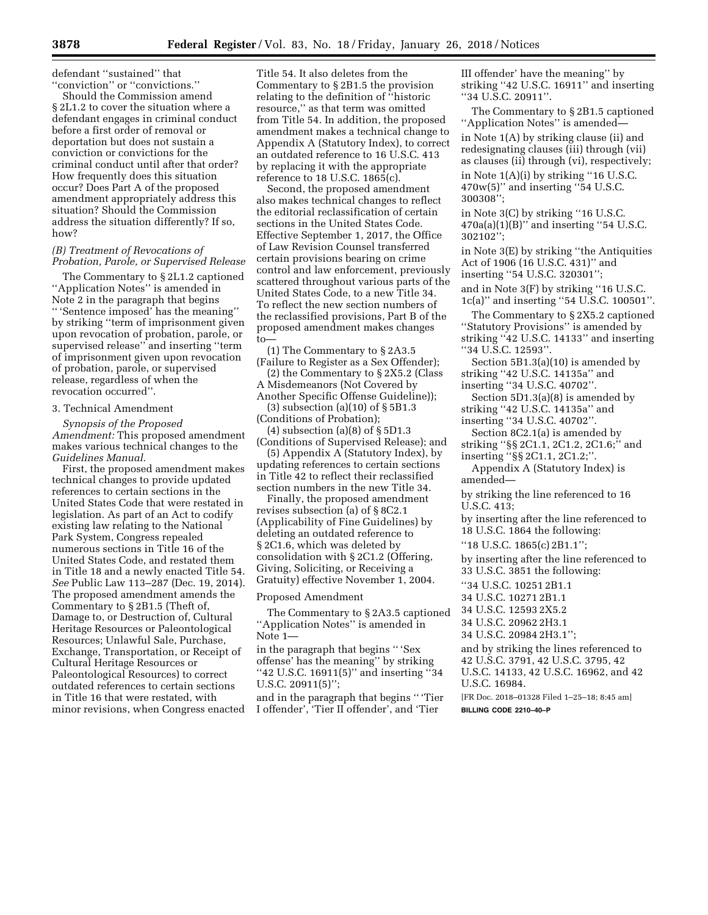defendant ''sustained'' that ''conviction'' or ''convictions.''

Should the Commission amend § 2L1.2 to cover the situation where a defendant engages in criminal conduct before a first order of removal or deportation but does not sustain a conviction or convictions for the criminal conduct until after that order? How frequently does this situation occur? Does Part A of the proposed amendment appropriately address this situation? Should the Commission address the situation differently? If so, how?

*(B) Treatment of Revocations of Probation, Parole, or Supervised Release*

The Commentary to § 2L1.2 captioned ''Application Notes'' is amended in Note 2 in the paragraph that begins '' 'Sentence imposed' has the meaning'' by striking ''term of imprisonment given upon revocation of probation, parole, or supervised release'' and inserting ''term of imprisonment given upon revocation of probation, parole, or supervised release, regardless of when the revocation occurred''.

3. Technical Amendment

*Synopsis of the Proposed Amendment:* This proposed amendment makes various technical changes to the *Guidelines Manual.*

First, the proposed amendment makes technical changes to provide updated references to certain sections in the United States Code that were restated in legislation. As part of an Act to codify existing law relating to the National Park System, Congress repealed numerous sections in Title 16 of the United States Code, and restated them in Title 18 and a newly enacted Title 54. *See* Public Law 113–287 (Dec. 19, 2014). The proposed amendment amends the Commentary to § 2B1.5 (Theft of, Damage to, or Destruction of, Cultural Heritage Resources or Paleontological Resources; Unlawful Sale, Purchase, Exchange, Transportation, or Receipt of Cultural Heritage Resources or Paleontological Resources) to correct outdated references to certain sections in Title 16 that were restated, with minor revisions, when Congress enacted Title 54. It also deletes from the Commentary to § 2B1.5 the provision relating to the definition of ''historic resource,'' as that term was omitted from Title 54. In addition, the proposed amendment makes a technical change to Appendix A (Statutory Index), to correct an outdated reference to 16 U.S.C. 413 by replacing it with the appropriate reference to 18 U.S.C. 1865(c).

Second, the proposed amendment also makes technical changes to reflect the editorial reclassification of certain sections in the United States Code. Effective September 1, 2017, the Office of Law Revision Counsel transferred certain provisions bearing on crime control and law enforcement, previously scattered throughout various parts of the United States Code, to a new Title 34. To reflect the new section numbers of the reclassified provisions, Part B of the proposed amendment makes changes to—

(1) The Commentary to § 2A3.5 (Failure to Register as a Sex Offender);

(2) the Commentary to § 2X5.2 (Class A Misdemeanors (Not Covered by Another Specific Offense Guideline));

(3) subsection (a)(10) of § 5B1.3 (Conditions of Probation);

(4) subsection (a)(8) of § 5D1.3 (Conditions of Supervised Release); and

(5) Appendix A (Statutory Index), by updating references to certain sections in Title 42 to reflect their reclassified section numbers in the new Title 34.

Finally, the proposed amendment revises subsection (a) of § 8C2.1 (Applicability of Fine Guidelines) by deleting an outdated reference to § 2C1.6, which was deleted by consolidation with § 2C1.2 (Offering, Giving, Soliciting, or Receiving a Gratuity) effective November 1, 2004.

Proposed Amendment

The Commentary to § 2A3.5 captioned ''Application Notes'' is amended in Note 1—

in the paragraph that begins '' 'Sex offense' has the meaning'' by striking ''42 U.S.C. 16911(5)'' and inserting ''34 U.S.C. 20911(5)'';

and in the paragraph that begins '' 'Tier I offender', 'Tier II offender', and 'Tier III offender' have the meaning'' by striking ''42 U.S.C. 16911'' and inserting ''34 U.S.C. 20911''.

The Commentary to § 2B1.5 captioned ''Application Notes'' is amended—

in Note 1(A) by striking clause (ii) and redesignating clauses (iii) through (vii) as clauses (ii) through (vi), respectively;

in Note 1(A)(i) by striking ''16 U.S.C. 470w(5)'' and inserting ''54 U.S.C. 300308'';

in Note 3(C) by striking ''16 U.S.C. 470a(a)(1)(B)'' and inserting ''54 U.S.C. 302102'';

in Note 3(E) by striking ''the Antiquities Act of 1906 (16 U.S.C. 431)'' and inserting ''54 U.S.C. 320301'';

and in Note 3(F) by striking ''16 U.S.C. 1c(a)'' and inserting ''54 U.S.C. 100501''.

The Commentary to § 2X5.2 captioned ''Statutory Provisions'' is amended by striking ''42 U.S.C. 14133'' and inserting ''34 U.S.C. 12593''.

Section 5B1.3(a)(10) is amended by striking ''42 U.S.C. 14135a'' and inserting ''34 U.S.C. 40702''.

Section 5D1.3(a)(8) is amended by striking ''42 U.S.C. 14135a'' and inserting ''34 U.S.C. 40702''.

Section 8C2.1(a) is amended by striking ''§§ 2C1.1, 2C1.2, 2C1.6;'' and inserting ''§§ 2C1.1, 2C1.2;''.

Appendix A (Statutory Index) is amended—

by striking the line referenced to 16 U.S.C. 413;

by inserting after the line referenced to 18 U.S.C. 1864 the following:

''18 U.S.C. 1865(c) 2B1.1'';

by inserting after the line referenced to 33 U.S.C. 3851 the following:

''34 U.S.C. 10251 2B1.1

34 U.S.C. 10271 2B1.1

34 U.S.C. 12593 2X5.2

34 U.S.C. 20962 2H3.1

34 U.S.C. 20984 2H3.1'';

and by striking the lines referenced to 42 U.S.C. 3791, 42 U.S.C. 3795, 42 U.S.C. 14133, 42 U.S.C. 16962, and 42 U.S.C. 16984.

[FR Doc. 2018–01328 Filed 1–25–18; 8:45 am]

**BILLING CODE 2210–40–P**